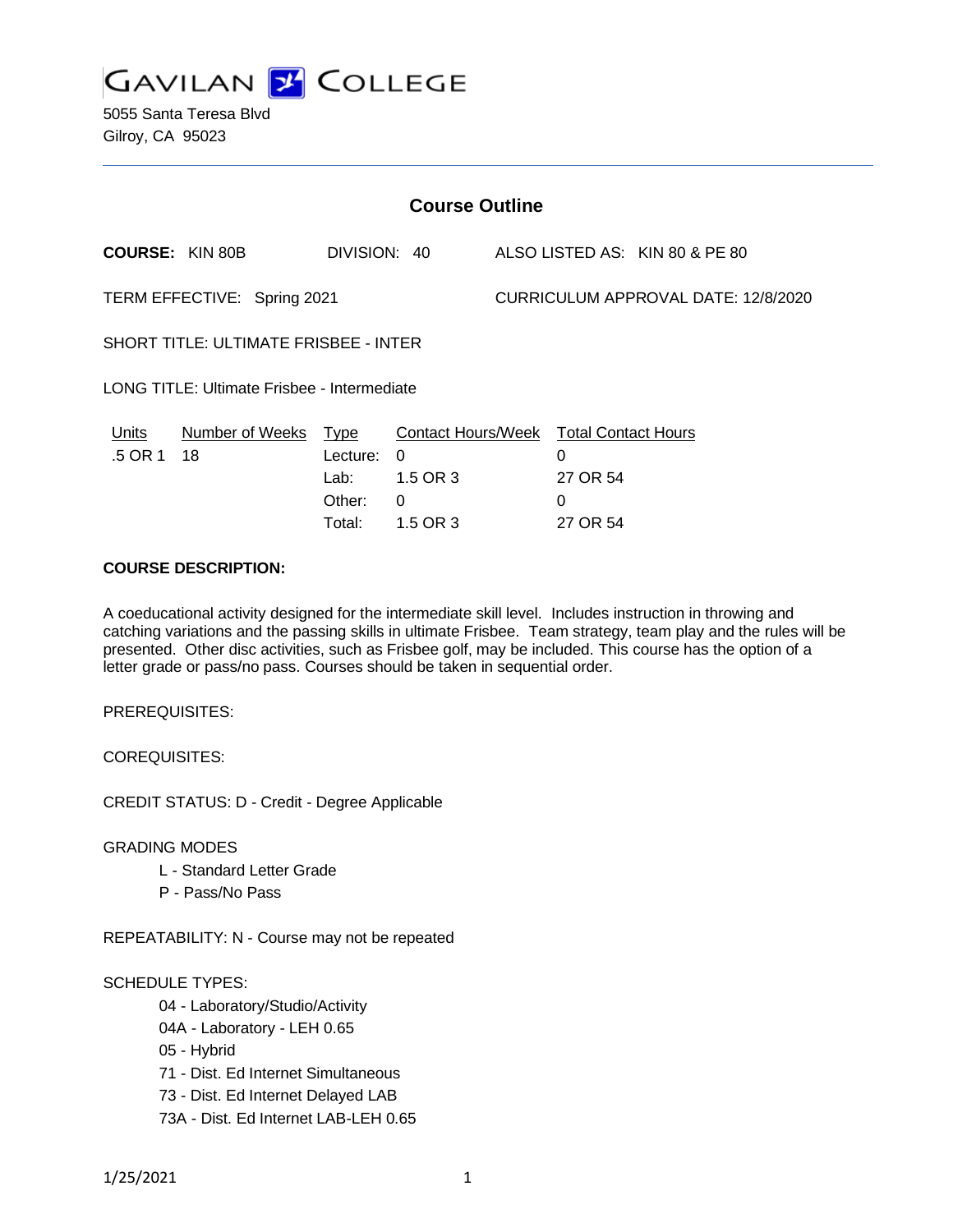# GAVILAN COLLEGE

5055 Santa Teresa Blvd
Gilroy, CA 95023

## Course Outline

**COURSE:** KIN 80B DIVISION: 40 ALSO LISTED AS: KIN 80 & PE 80

TERM EFFECTIVE: Spring 2021 CURRICULUM APPROVAL DATE: 12/8/2020

SHORT TITLE: ULTIMATE FRISBEE - INTER

LONG TITLE: Ultimate Frisbee - Intermediate

| Units | Number of Weeks | Type | Contact Hours/Week | Total Contact Hours |
|---|---|---|---|---|
| .5 OR 1 | 18 | Lecture: | 0 | 0 |
| | | Lab: | 1.5 OR 3 | 27 OR 54 |
| | | Other: | 0 | 0 |
| | | Total: | 1.5 OR 3 | 27 OR 54 |

**COURSE DESCRIPTION:**

A coeducational activity designed for the intermediate skill level. Includes instruction in throwing and catching variations and the passing skills in ultimate Frisbee. Team strategy, team play and the rules will be presented. Other disc activities, such as Frisbee golf, may be included. This course has the option of a letter grade or pass/no pass. Courses should be taken in sequential order.

PREREQUISITES:

COREQUISITES:

CREDIT STATUS: D - Credit - Degree Applicable

GRADING MODES

- L - Standard Letter Grade
- P - Pass/No Pass

REPEATABILITY: N - Course may not be repeated

SCHEDULE TYPES:

- 04 - Laboratory/Studio/Activity
- 04A - Laboratory - LEH 0.65
- 05 - Hybrid
- 71 - Dist. Ed Internet Simultaneous
- 73 - Dist. Ed Internet Delayed LAB
- 73A - Dist. Ed Internet LAB-LEH 0.65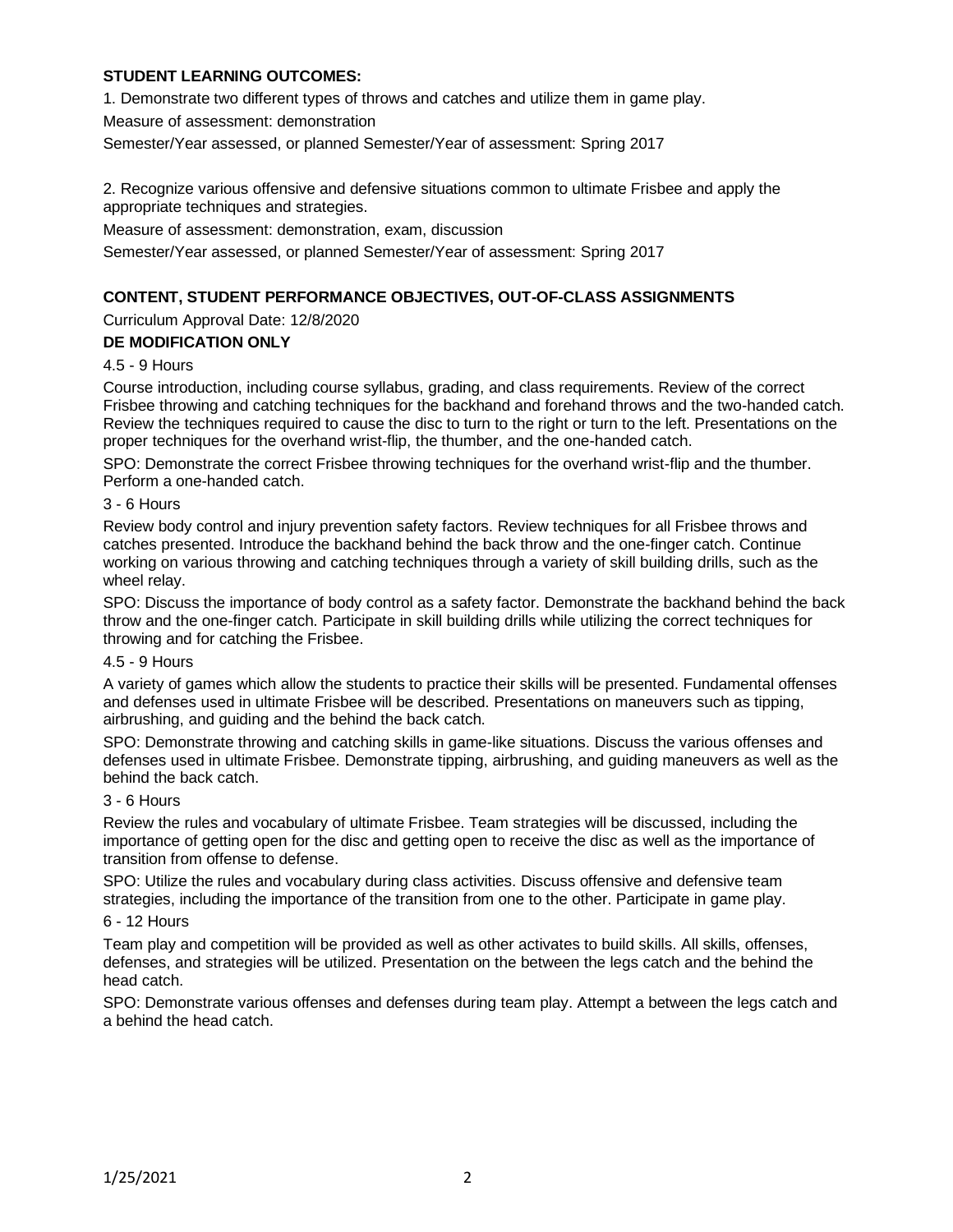**STUDENT LEARNING OUTCOMES:**

1. Demonstrate two different types of throws and catches and utilize them in game play.

Measure of assessment: demonstration

Semester/Year assessed, or planned Semester/Year of assessment: Spring 2017

2. Recognize various offensive and defensive situations common to ultimate Frisbee and apply the appropriate techniques and strategies.

Measure of assessment: demonstration, exam, discussion

Semester/Year assessed, or planned Semester/Year of assessment: Spring 2017

**CONTENT, STUDENT PERFORMANCE OBJECTIVES, OUT-OF-CLASS ASSIGNMENTS**

Curriculum Approval Date: 12/8/2020

**DE MODIFICATION ONLY**

4.5 - 9 Hours

Course introduction, including course syllabus, grading, and class requirements. Review of the correct Frisbee throwing and catching techniques for the backhand and forehand throws and the two-handed catch. Review the techniques required to cause the disc to turn to the right or turn to the left. Presentations on the proper techniques for the overhand wrist-flip, the thumber, and the one-handed catch.

SPO: Demonstrate the correct Frisbee throwing techniques for the overhand wrist-flip and the thumber. Perform a one-handed catch.

3 - 6 Hours

Review body control and injury prevention safety factors. Review techniques for all Frisbee throws and catches presented. Introduce the backhand behind the back throw and the one-finger catch. Continue working on various throwing and catching techniques through a variety of skill building drills, such as the wheel relay.

SPO: Discuss the importance of body control as a safety factor. Demonstrate the backhand behind the back throw and the one-finger catch. Participate in skill building drills while utilizing the correct techniques for throwing and for catching the Frisbee.

4.5 - 9 Hours

A variety of games which allow the students to practice their skills will be presented. Fundamental offenses and defenses used in ultimate Frisbee will be described. Presentations on maneuvers such as tipping, airbrushing, and guiding and the behind the back catch.

SPO: Demonstrate throwing and catching skills in game-like situations. Discuss the various offenses and defenses used in ultimate Frisbee. Demonstrate tipping, airbrushing, and guiding maneuvers as well as the behind the back catch.

3 - 6 Hours

Review the rules and vocabulary of ultimate Frisbee. Team strategies will be discussed, including the importance of getting open for the disc and getting open to receive the disc as well as the importance of transition from offense to defense.

SPO: Utilize the rules and vocabulary during class activities. Discuss offensive and defensive team strategies, including the importance of the transition from one to the other. Participate in game play.

6 - 12 Hours

Team play and competition will be provided as well as other activates to build skills. All skills, offenses, defenses, and strategies will be utilized. Presentation on the between the legs catch and the behind the head catch.

SPO: Demonstrate various offenses and defenses during team play. Attempt a between the legs catch and a behind the head catch.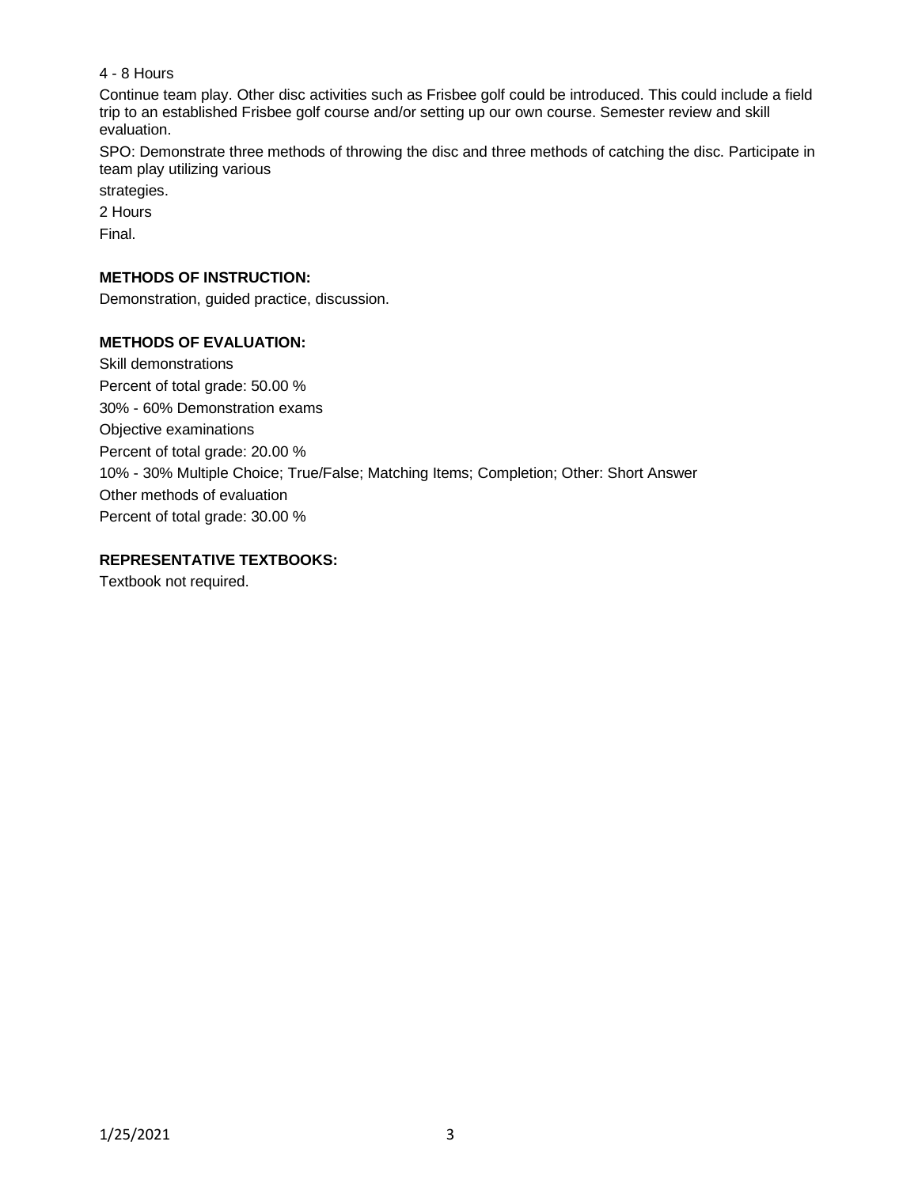4 - 8 Hours

Continue team play. Other disc activities such as Frisbee golf could be introduced. This could include a field trip to an established Frisbee golf course and/or setting up our own course. Semester review and skill evaluation.

SPO: Demonstrate three methods of throwing the disc and three methods of catching the disc. Participate in team play utilizing various strategies.

2 Hours

Final.

**METHODS OF INSTRUCTION:**

Demonstration, guided practice, discussion.

**METHODS OF EVALUATION:**

Skill demonstrations

Percent of total grade: 50.00 %

30% - 60% Demonstration exams

Objective examinations

Percent of total grade: 20.00 %

10% - 30% Multiple Choice; True/False; Matching Items; Completion; Other: Short Answer

Other methods of evaluation

Percent of total grade: 30.00 %

**REPRESENTATIVE TEXTBOOKS:**

Textbook not required.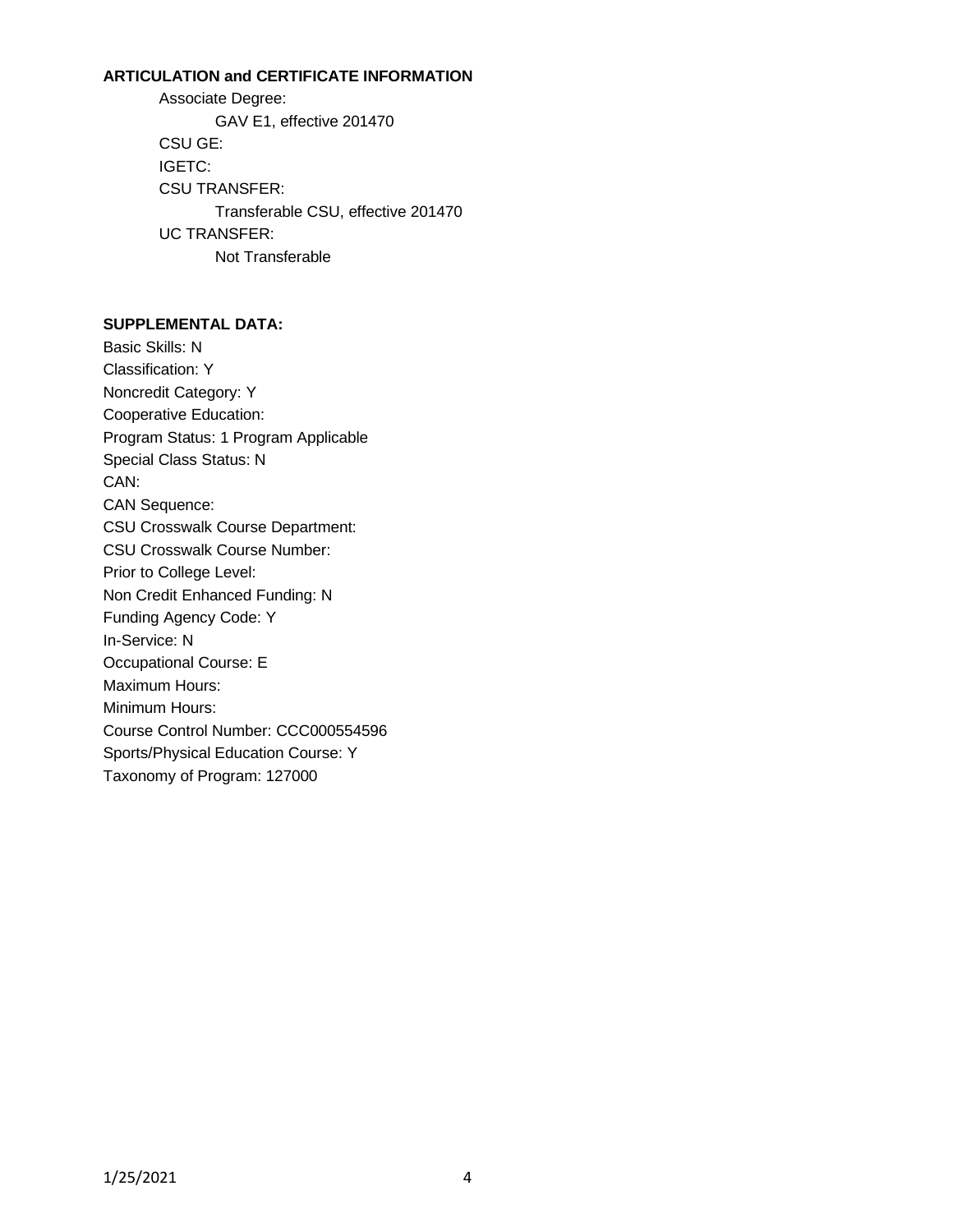**ARTICULATION and CERTIFICATE INFORMATION**

Associate Degree:

GAV E1, effective 201470

CSU GE:

IGETC:

CSU TRANSFER:

Transferable CSU, effective 201470

UC TRANSFER:

Not Transferable

**SUPPLEMENTAL DATA:**

Basic Skills: N
Classification: Y
Noncredit Category: Y
Cooperative Education:
Program Status: 1 Program Applicable
Special Class Status: N
CAN:
CAN Sequence:
CSU Crosswalk Course Department:
CSU Crosswalk Course Number:
Prior to College Level:
Non Credit Enhanced Funding: N
Funding Agency Code: Y
In-Service: N
Occupational Course: E
Maximum Hours:
Minimum Hours:
Course Control Number: CCC000554596
Sports/Physical Education Course: Y
Taxonomy of Program: 127000